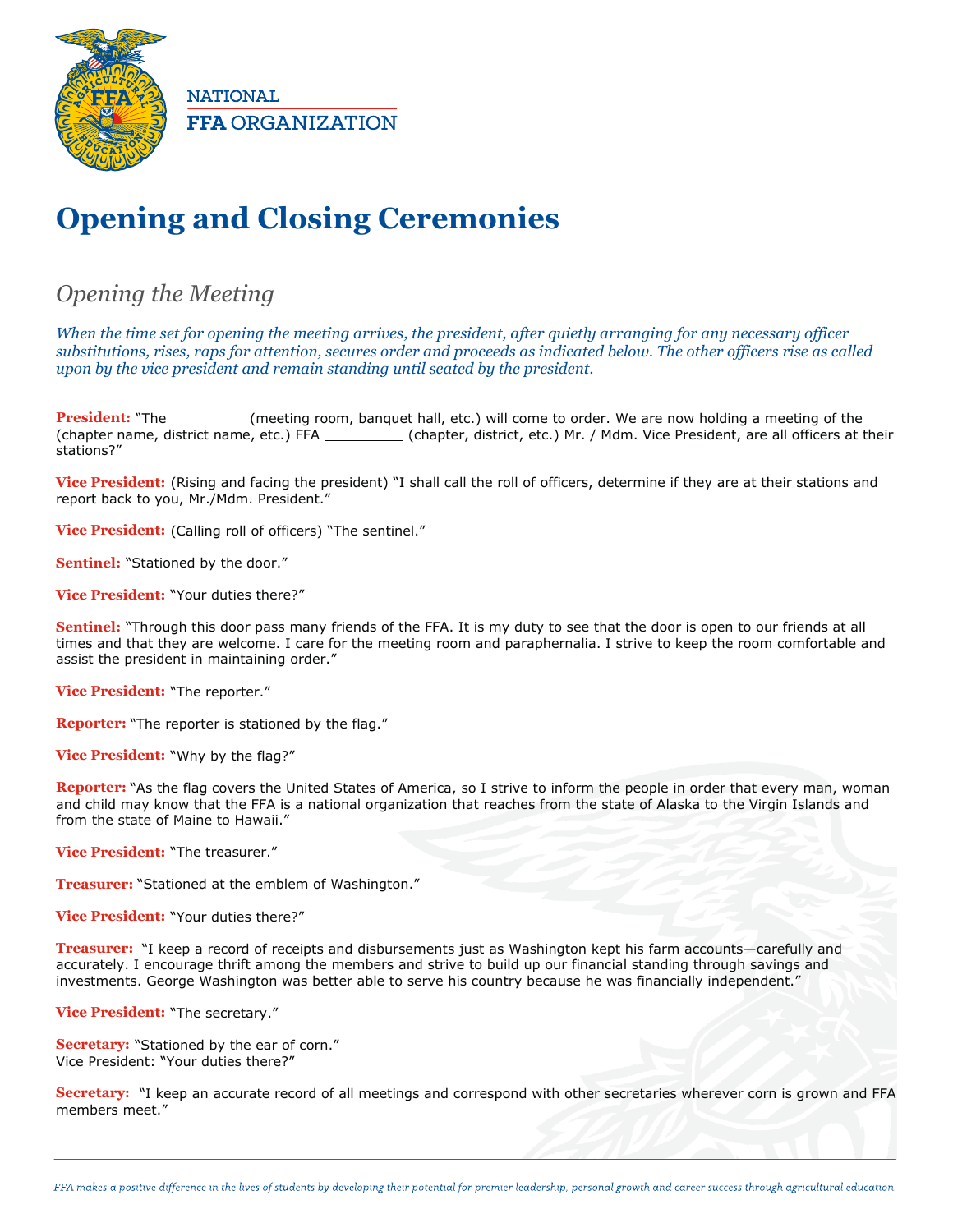NATIONAL
FFA ORGANIZATION

# Opening and Closing Ceremonies

## Opening the Meeting

*When the time set for opening the meeting arrives, the president, after quietly arranging for any necessary officer substitutions, rises, raps for attention, secures order and proceeds as indicated below. The other officers rise as called upon by the vice president and remain standing until seated by the president.*

**President:** "The _________ (meeting room, banquet hall, etc.) will come to order. We are now holding a meeting of the (chapter name, district name, etc.) FFA _________ (chapter, district, etc.) Mr. / Mdm. Vice President, are all officers at their stations?"

**Vice President:** (Rising and facing the president) "I shall call the roll of officers, determine if they are at their stations and report back to you, Mr./Mdm. President."

**Vice President:** (Calling roll of officers) "The sentinel."

**Sentinel:** "Stationed by the door."

**Vice President:** "Your duties there?"

**Sentinel:** "Through this door pass many friends of the FFA. It is my duty to see that the door is open to our friends at all times and that they are welcome. I care for the meeting room and paraphernalia. I strive to keep the room comfortable and assist the president in maintaining order."

**Vice President:** "The reporter."

**Reporter:** "The reporter is stationed by the flag."

**Vice President:** "Why by the flag?"

**Reporter:** "As the flag covers the United States of America, so I strive to inform the people in order that every man, woman and child may know that the FFA is a national organization that reaches from the state of Alaska to the Virgin Islands and from the state of Maine to Hawaii."

**Vice President:** "The treasurer."

**Treasurer:** "Stationed at the emblem of Washington."

**Vice President:** "Your duties there?"

**Treasurer:** "I keep a record of receipts and disbursements just as Washington kept his farm accounts—carefully and accurately. I encourage thrift among the members and strive to build up our financial standing through savings and investments. George Washington was better able to serve his country because he was financially independent."

**Vice President:** "The secretary."

**Secretary:** "Stationed by the ear of corn."
Vice President: "Your duties there?"

**Secretary:** "I keep an accurate record of all meetings and correspond with other secretaries wherever corn is grown and FFA members meet."

*FFA makes a positive difference in the lives of students by developing their potential for premier leadership, personal growth and career success through agricultural education.*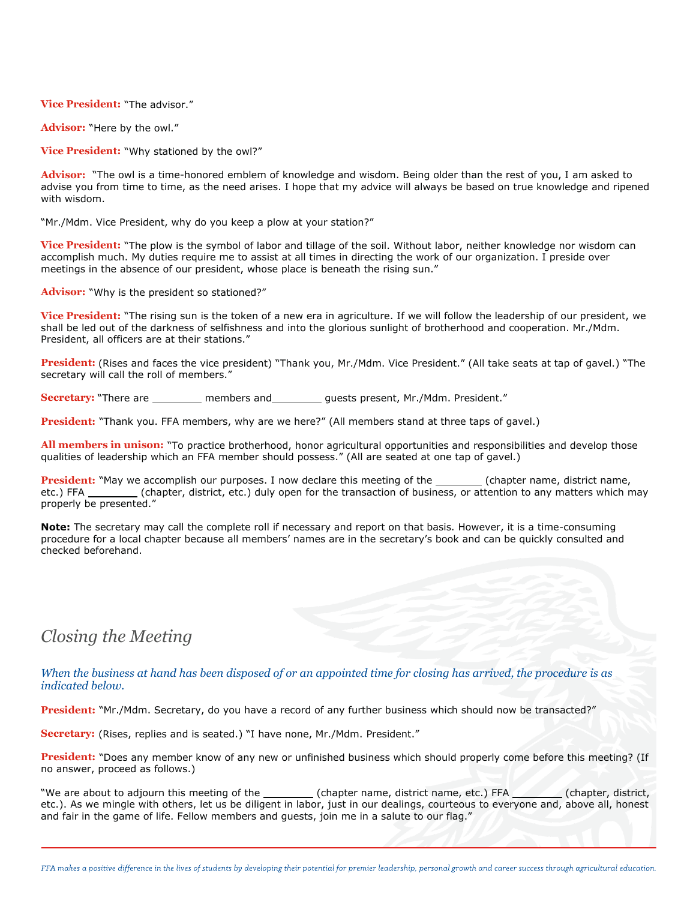**Vice President:** "The advisor."

**Advisor:** "Here by the owl."

**Vice President:** "Why stationed by the owl?"

**Advisor:** "The owl is a time-honored emblem of knowledge and wisdom. Being older than the rest of you, I am asked to advise you from time to time, as the need arises. I hope that my advice will always be based on true knowledge and ripened with wisdom.

"Mr./Mdm. Vice President, why do you keep a plow at your station?"

**Vice President:** "The plow is the symbol of labor and tillage of the soil. Without labor, neither knowledge nor wisdom can accomplish much. My duties require me to assist at all times in directing the work of our organization. I preside over meetings in the absence of our president, whose place is beneath the rising sun."

**Advisor:** "Why is the president so stationed?"

**Vice President:** "The rising sun is the token of a new era in agriculture. If we will follow the leadership of our president, we shall be led out of the darkness of selfishness and into the glorious sunlight of brotherhood and cooperation. Mr./Mdm. President, all officers are at their stations."

**President:** (Rises and faces the vice president) "Thank you, Mr./Mdm. Vice President." (All take seats at tap of gavel.) "The secretary will call the roll of members."

**Secretary:** "There are ________ members and________ guests present, Mr./Mdm. President."

**President:** "Thank you. FFA members, why are we here?" (All members stand at three taps of gavel.)

**All members in unison:** "To practice brotherhood, honor agricultural opportunities and responsibilities and develop those qualities of leadership which an FFA member should possess." (All are seated at one tap of gavel.)

**President:** "May we accomplish our purposes. I now declare this meeting of the ________ (chapter name, district name, etc.) FFA ________ (chapter, district, etc.) duly open for the transaction of business, or attention to any matters which may properly be presented."

**Note:** The secretary may call the complete roll if necessary and report on that basis. However, it is a time-consuming procedure for a local chapter because all members' names are in the secretary's book and can be quickly consulted and checked beforehand.

## *Closing the Meeting*

*When the business at hand has been disposed of or an appointed time for closing has arrived, the procedure is as indicated below.*

**President:** "Mr./Mdm. Secretary, do you have a record of any further business which should now be transacted?"

**Secretary:** (Rises, replies and is seated.) "I have none, Mr./Mdm. President."

**President:** "Does any member know of any new or unfinished business which should properly come before this meeting? (If no answer, proceed as follows.)

"We are about to adjourn this meeting of the ________ (chapter name, district name, etc.) FFA ________ (chapter, district, etc.). As we mingle with others, let us be diligent in labor, just in our dealings, courteous to everyone and, above all, honest and fair in the game of life. Fellow members and guests, join me in a salute to our flag."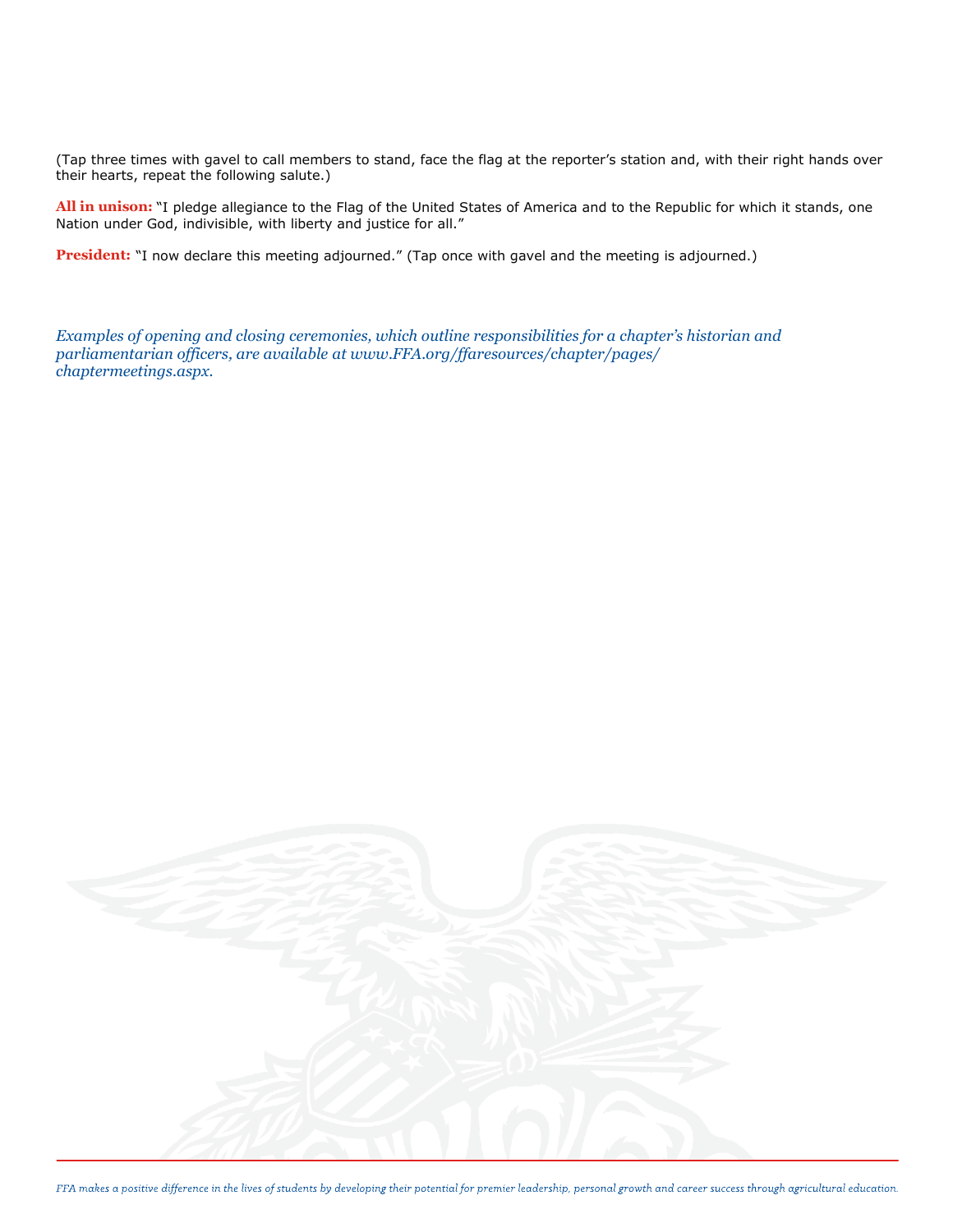(Tap three times with gavel to call members to stand, face the flag at the reporter's station and, with their right hands over their hearts, repeat the following salute.)

**All in unison:** "I pledge allegiance to the Flag of the United States of America and to the Republic for which it stands, one Nation under God, indivisible, with liberty and justice for all."

**President:** "I now declare this meeting adjourned." (Tap once with gavel and the meeting is adjourned.)

*Examples of opening and closing ceremonies, which outline responsibilities for a chapter's historian and parliamentarian officers, are available at www.FFA.org/ffaresources/chapter/pages/chaptermeetings.aspx.*

*FFA makes a positive difference in the lives of students by developing their potential for premier leadership, personal growth and career success through agricultural education.*